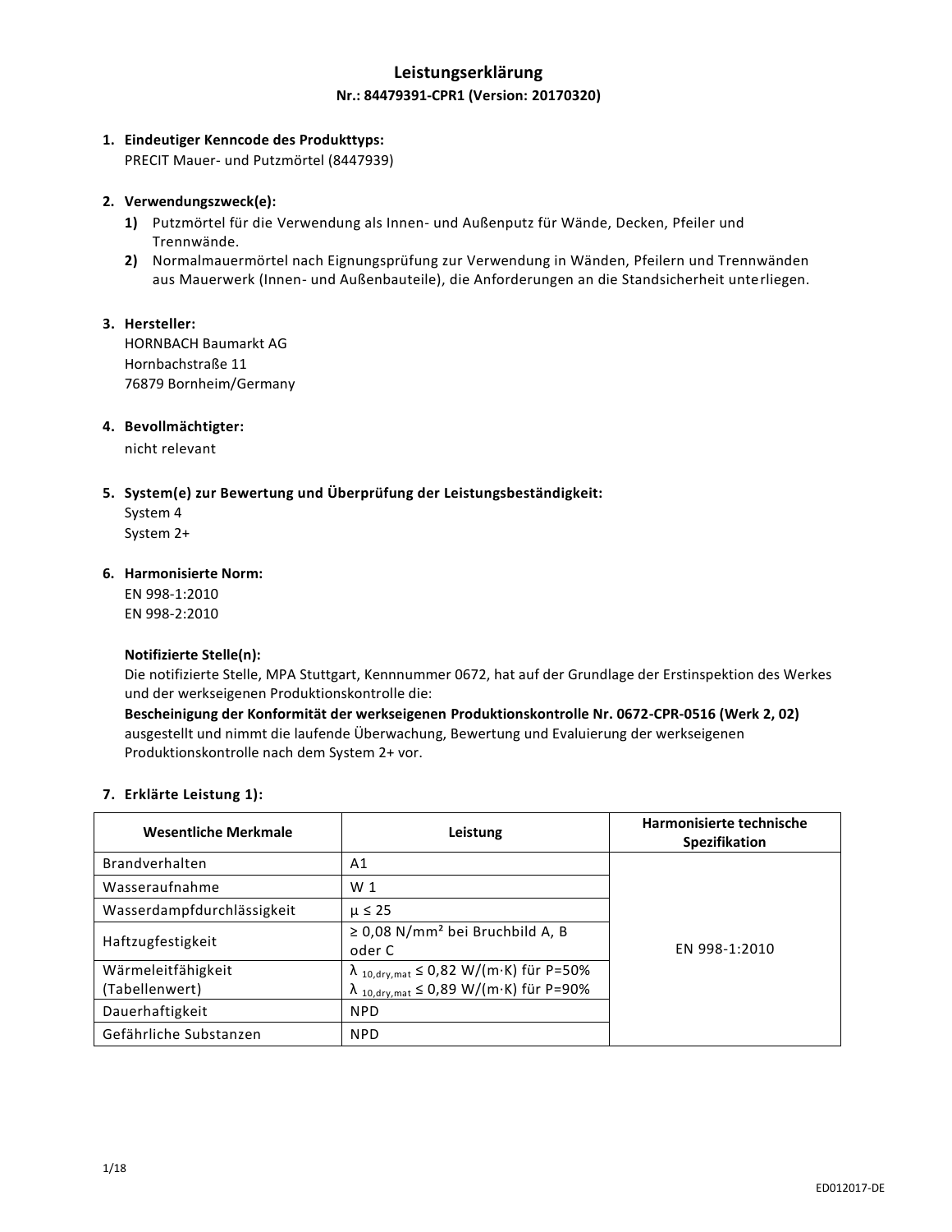# Leistungserklärung

**Nr.: 84479391-CPR1 (Version: 20170320)**

1. **Eindeutiger Kenncode des Produkttyps:**
   PRECIT Mauer- und Putzmörtel (8447939)

2. **Verwendungszweck(e):**
   **1)** Putzmörtel für die Verwendung als Innen- und Außenputz für Wände, Decken, Pfeiler und Trennwände.
   **2)** Normalmauermörtel nach Eignungsprüfung zur Verwendung in Wänden, Pfeilern und Trennwänden aus Mauerwerk (Innen- und Außenbauteile), die Anforderungen an die Standsicherheit unterliegen.

3. **Hersteller:**
   HORNBACH Baumarkt AG
   Hornbachstraße 11
   76879 Bornheim/Germany

4. **Bevollmächtigter:**
   nicht relevant

5. **System(e) zur Bewertung und Überprüfung der Leistungsbeständigkeit:**
   System 4
   System 2+

6. **Harmonisierte Norm:**
   EN 998-1:2010
   EN 998-2:2010

   **Notifizierte Stelle(n):**
   Die notifizierte Stelle, MPA Stuttgart, Kennnummer 0672, hat auf der Grundlage der Erstinspektion des Werkes und der werkseigenen Produktionskontrolle die:
   **Bescheinigung der Konformität der werkseigenen Produktionskontrolle Nr. 0672-CPR-0516 (Werk 2, 02)**
   ausgestellt und nimmt die laufende Überwachung, Bewertung und Evaluierung der werkseigenen Produktionskontrolle nach dem System 2+ vor.

7. **Erklärte Leistung 1):**

| Wesentliche Merkmale | Leistung | Harmonisierte technische Spezifikation |
|---|---|---|
| Brandverhalten | A1 | EN 998-1:2010 |
| Wasseraufnahme | W 1 | |
| Wasserdampfdurchlässigkeit | μ ≤ 25 | |
| Haftzugfestigkeit | ≥ 0,08 N/mm² bei Bruchbild A, B oder C | |
| Wärmeleitfähigkeit (Tabellenwert) | $\lambda_{10,dry,mat} \leq 0{,}82$ W/(m·K) für P=50%<br>$\lambda_{10,dry,mat} \leq 0{,}89$ W/(m·K) für P=90% | |
| Dauerhaftigkeit | NPD | |
| Gefährliche Substanzen | NPD | |

ED012017-DE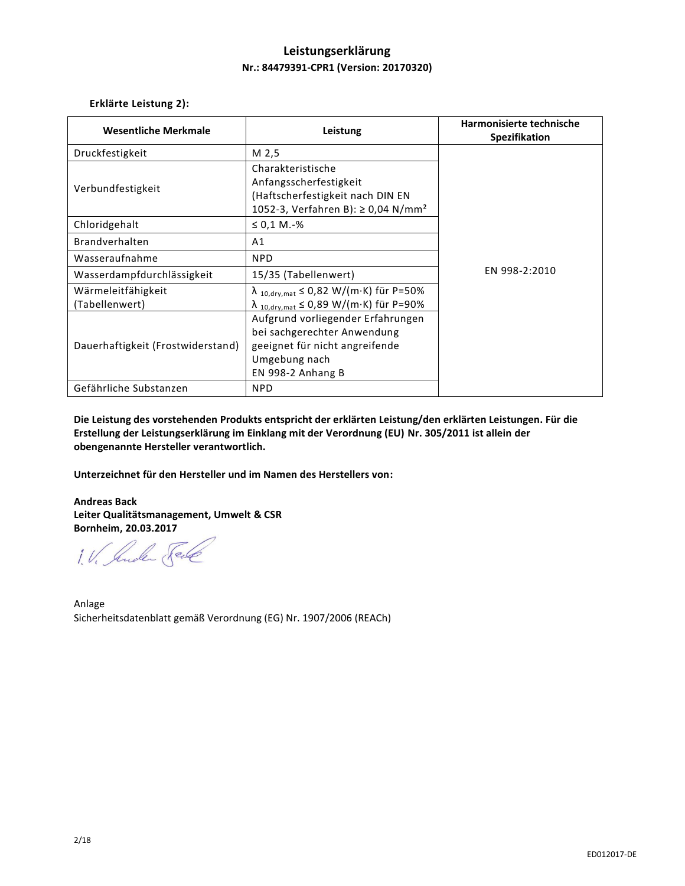# Leistungserklärung

**Nr.: 84479391-CPR1 (Version: 20170320)**

**Erklärte Leistung 2):**

| Wesentliche Merkmale | Leistung | Harmonisierte technische Spezifikation |
|---|---|---|
| Druckfestigkeit | M 2,5 | EN 998-2:2010 |
| Verbundfestigkeit | Charakteristische Anfangsscherfestigkeit (Haftscherfestigkeit nach DIN EN 1052-3, Verfahren B): ≥ 0,04 N/mm² | |
| Chloridgehalt | ≤ 0,1 M.-% | |
| Brandverhalten | A1 | |
| Wasseraufnahme | NPD | |
| Wasserdampfdurchlässigkeit | 15/35 (Tabellenwert) | |
| Wärmeleitfähigkeit (Tabellenwert) | $\lambda_{10,dry,mat} \leq 0{,}82$ W/(m·K) für P=50% <br> $\lambda_{10,dry,mat} \leq 0{,}89$ W/(m·K) für P=90% | |
| Dauerhaftigkeit (Frostwiderstand) | Aufgrund vorliegender Erfahrungen bei sachgerechter Anwendung geeignet für nicht angreifende Umgebung nach EN 998-2 Anhang B | |
| Gefährliche Substanzen | NPD | |

**Die Leistung des vorstehenden Produkts entspricht der erklärten Leistung/den erklärten Leistungen. Für die Erstellung der Leistungserklärung im Einklang mit der Verordnung (EU) Nr. 305/2011 ist allein der obengenannte Hersteller verantwortlich.**

**Unterzeichnet für den Hersteller und im Namen des Herstellers von:**

**Andreas Back**
**Leiter Qualitätsmanagement, Umwelt & CSR**
**Bornheim, 20.03.2017**

i. V. Andreas Back

Anlage
Sicherheitsdatenblatt gemäß Verordnung (EG) Nr. 1907/2006 (REACh)

ED012017-DE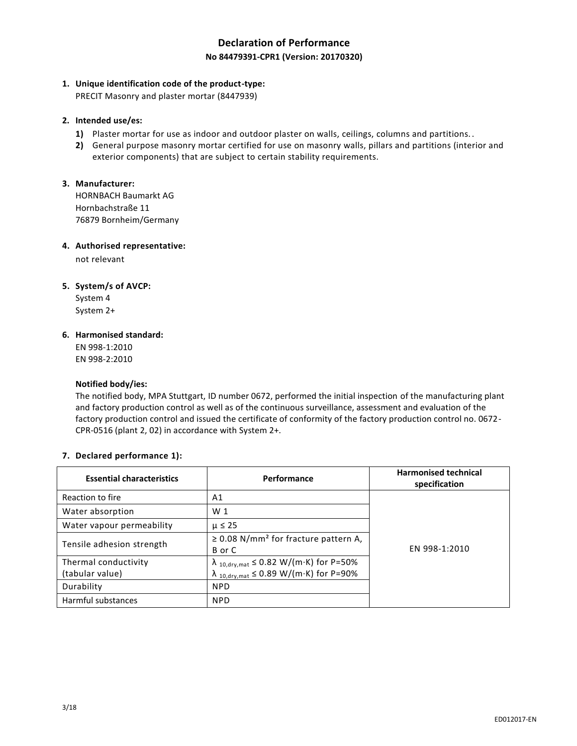# Declaration of Performance

## No 84479391-CPR1 (Version: 20170320)

1. **Unique identification code of the product-type:**
   PRECIT Masonry and plaster mortar (8447939)

2. **Intended use/es:**
   1) Plaster mortar for use as indoor and outdoor plaster on walls, ceilings, columns and partitions..
   2) General purpose masonry mortar certified for use on masonry walls, pillars and partitions (interior and exterior components) that are subject to certain stability requirements.

3. **Manufacturer:**
   HORNBACH Baumarkt AG
   Hornbachstraße 11
   76879 Bornheim/Germany

4. **Authorised representative:**
   not relevant

5. **System/s of AVCP:**
   System 4
   System 2+

6. **Harmonised standard:**
   EN 998-1:2010
   EN 998-2:2010

   **Notified body/ies:**
   The notified body, MPA Stuttgart, ID number 0672, performed the initial inspection of the manufacturing plant and factory production control as well as of the continuous surveillance, assessment and evaluation of the factory production control and issued the certificate of conformity of the factory production control no. 0672-CPR-0516 (plant 2, 02) in accordance with System 2+.

7. **Declared performance 1):**

| Essential characteristics | Performance | Harmonised technical specification |
|---|---|---|
| Reaction to fire | A1 | EN 998-1:2010 |
| Water absorption | W 1 | |
| Water vapour permeability | $\mu \leq 25$ | |
| Tensile adhesion strength | ≥ 0.08 N/mm² for fracture pattern A, B or C | |
| Thermal conductivity (tabular value) | $\lambda_{10,dry,mat} \leq 0.82$ W/(m·K) for P=50%<br>$\lambda_{10,dry,mat} \leq 0.89$ W/(m·K) for P=90% | |
| Durability | NPD | |
| Harmful substances | NPD | |

ED012017-EN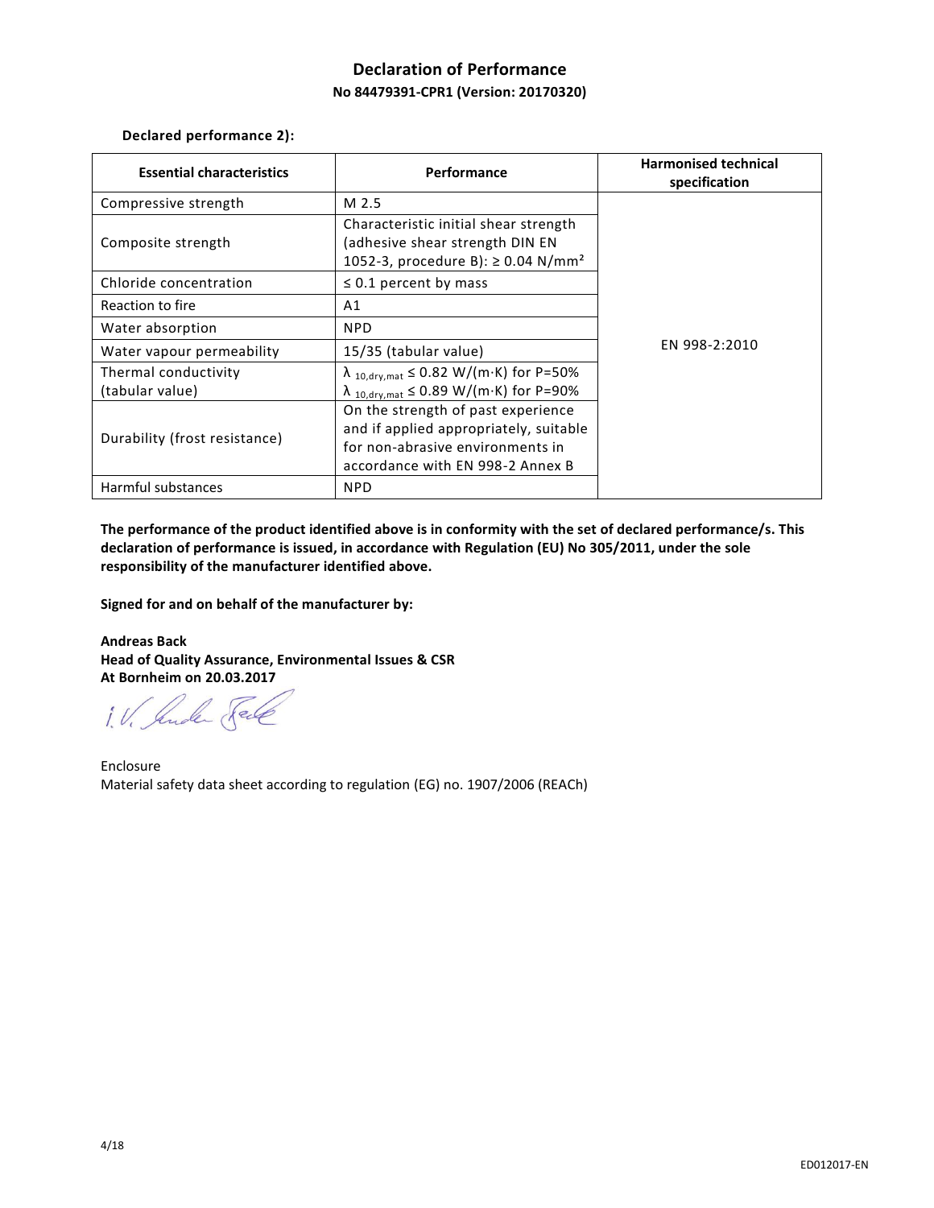## Declaration of Performance

### No 84479391-CPR1 (Version: 20170320)

**Declared performance 2):**

| Essential characteristics | Performance | Harmonised technical specification |
|---|---|---|
| Compressive strength | M 2.5 | EN 998-2:2010 |
| Composite strength | Characteristic initial shear strength (adhesive shear strength DIN EN 1052-3, procedure B): ≥ 0.04 N/mm² | |
| Chloride concentration | ≤ 0.1 percent by mass | |
| Reaction to fire | A1 | |
| Water absorption | NPD | |
| Water vapour permeability | 15/35 (tabular value) | |
| Thermal conductivity (tabular value) | $\lambda_{10,dry,mat} \leq 0.82$ W/(m·K) for P=50%<br>$\lambda_{10,dry,mat} \leq 0.89$ W/(m·K) for P=90% | |
| Durability (frost resistance) | On the strength of past experience and if applied appropriately, suitable for non-abrasive environments in accordance with EN 998-2 Annex B | |
| Harmful substances | NPD | |

**The performance of the product identified above is in conformity with the set of declared performance/s. This declaration of performance is issued, in accordance with Regulation (EU) No 305/2011, under the sole responsibility of the manufacturer identified above.**

**Signed for and on behalf of the manufacturer by:**

**Andreas Back**
**Head of Quality Assurance, Environmental Issues & CSR**
**At Bornheim on 20.03.2017**

i.V. Andre Back

Enclosure
Material safety data sheet according to regulation (EG) no. 1907/2006 (REACh)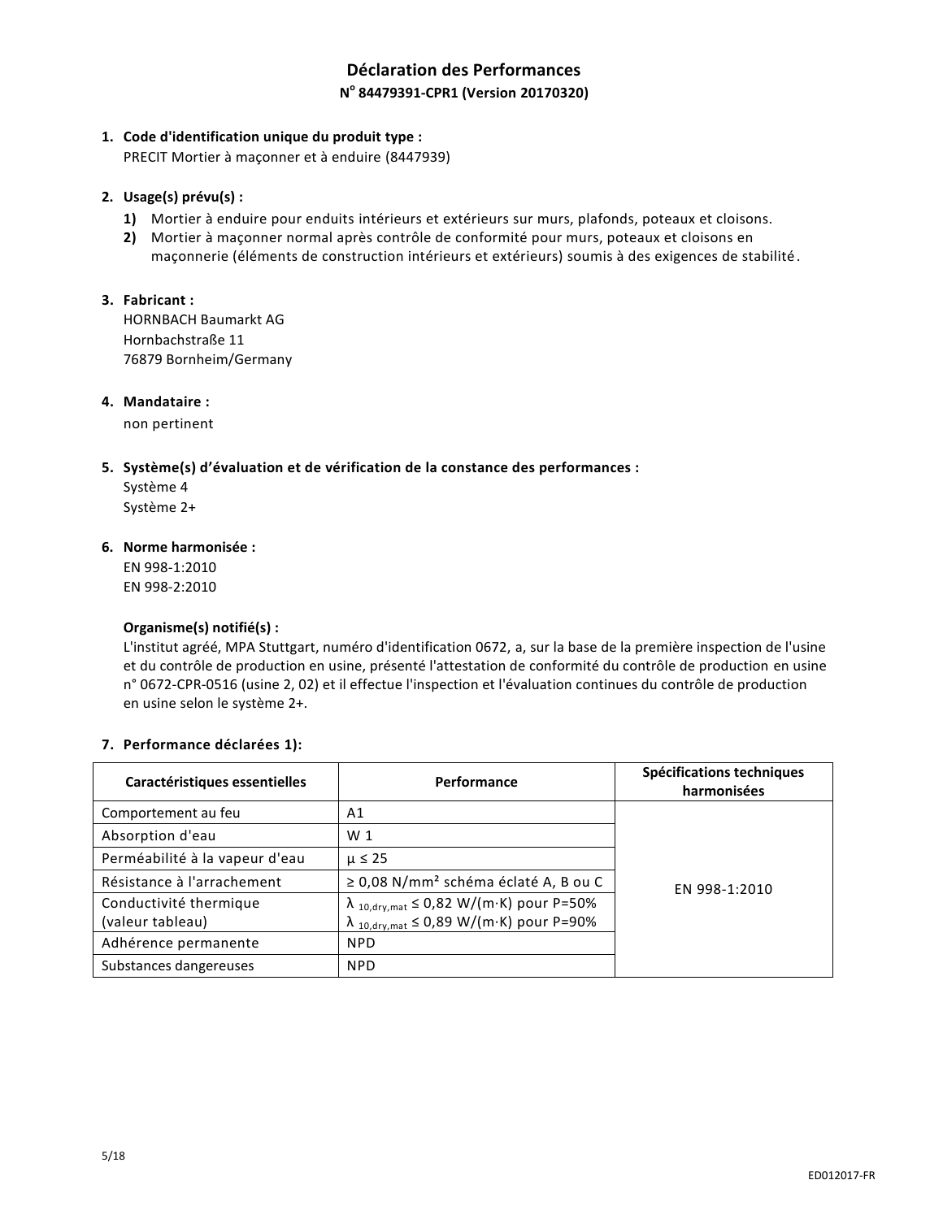## Déclaration des Performances

### N° 84479391-CPR1 (Version 20170320)

1. **Code d'identification unique du produit type :**
   PRECIT Mortier à maçonner et à enduire (8447939)

2. **Usage(s) prévu(s) :**
   1) Mortier à enduire pour enduits intérieurs et extérieurs sur murs, plafonds, poteaux et cloisons.
   2) Mortier à maçonner normal après contrôle de conformité pour murs, poteaux et cloisons en maçonnerie (éléments de construction intérieurs et extérieurs) soumis à des exigences de stabilité.

3. **Fabricant :**
   HORNBACH Baumarkt AG
   Hornbachstraße 11
   76879 Bornheim/Germany

4. **Mandataire :**
   non pertinent

5. **Système(s) d'évaluation et de vérification de la constance des performances :**
   Système 4
   Système 2+

6. **Norme harmonisée :**
   EN 998-1:2010
   EN 998-2:2010

   **Organisme(s) notifié(s) :**
   L'institut agréé, MPA Stuttgart, numéro d'identification 0672, a, sur la base de la première inspection de l'usine et du contrôle de production en usine, présenté l'attestation de conformité du contrôle de production en usine n° 0672-CPR-0516 (usine 2, 02) et il effectue l'inspection et l'évaluation continues du contrôle de production en usine selon le système 2+.

7. **Performance déclarées 1):**

| Caractéristiques essentielles | Performance | Spécifications techniques harmonisées |
|---|---|---|
| Comportement au feu | A1 | EN 998-1:2010 |
| Absorption d'eau | W 1 | |
| Perméabilité à la vapeur d'eau | $\mu \leq 25$ | |
| Résistance à l'arrachement | ≥ 0,08 N/mm² schéma éclaté A, B ou C | |
| Conductivité thermique (valeur tableau) | $\lambda_{10,dry,mat} \leq 0{,}82$ W/(m·K) pour P=50%<br>$\lambda_{10,dry,mat} \leq 0{,}89$ W/(m·K) pour P=90% | |
| Adhérence permanente | NPD | |
| Substances dangereuses | NPD | |

ED012017-FR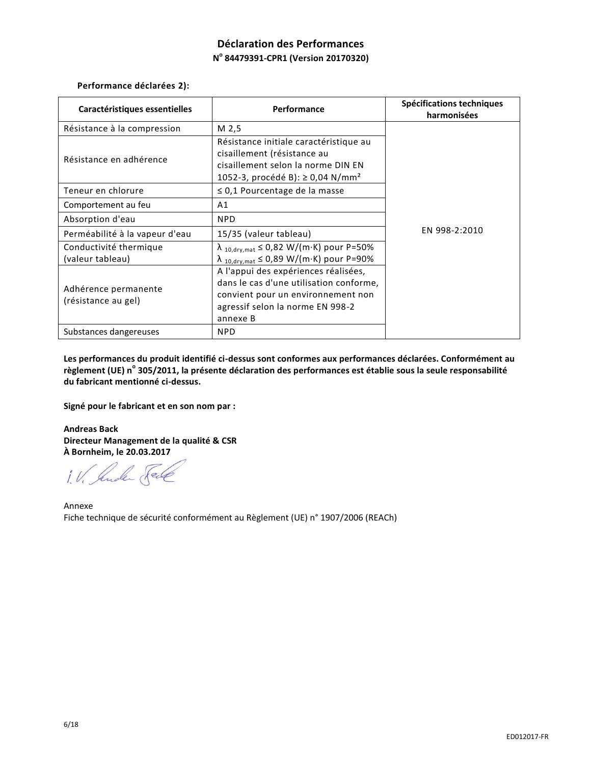# Déclaration des Performances

## N° 84479391-CPR1 (Version 20170320)

**Performance déclarées 2):**

| Caractéristiques essentielles | Performance | Spécifications techniques harmonisées |
|---|---|---|
| Résistance à la compression | M 2,5 | EN 998-2:2010 |
| Résistance en adhérence | Résistance initiale caractéristique au cisaillement (résistance au cisaillement selon la norme DIN EN 1052-3, procédé B): ≥ 0,04 N/mm² | |
| Teneur en chlorure | ≤ 0,1 Pourcentage de la masse | |
| Comportement au feu | A1 | |
| Absorption d'eau | NPD | |
| Perméabilité à la vapeur d'eau | 15/35 (valeur tableau) | |
| Conductivité thermique (valeur tableau) | $\lambda_{10,dry,mat} \leq 0{,}82$ W/(m·K) pour P=50%<br>$\lambda_{10,dry,mat} \leq 0{,}89$ W/(m·K) pour P=90% | |
| Adhérence permanente (résistance au gel) | A l'appui des expériences réalisées, dans le cas d'une utilisation conforme, convient pour un environnement non agressif selon la norme EN 998-2 annexe B | |
| Substances dangereuses | NPD | |

**Les performances du produit identifié ci-dessus sont conformes aux performances déclarées. Conformément au règlement (UE) n° 305/2011, la présente déclaration des performances est établie sous la seule responsabilité du fabricant mentionné ci-dessus.**

**Signé pour le fabricant et en son nom par :**

**Andreas Back**
**Directeur Management de la qualité & CSR**
**À Bornheim, le 20.03.2017**

i.V. Andreas Back

Annexe
Fiche technique de sécurité conformément au Règlement (UE) n° 1907/2006 (REACh)

ED012017-FR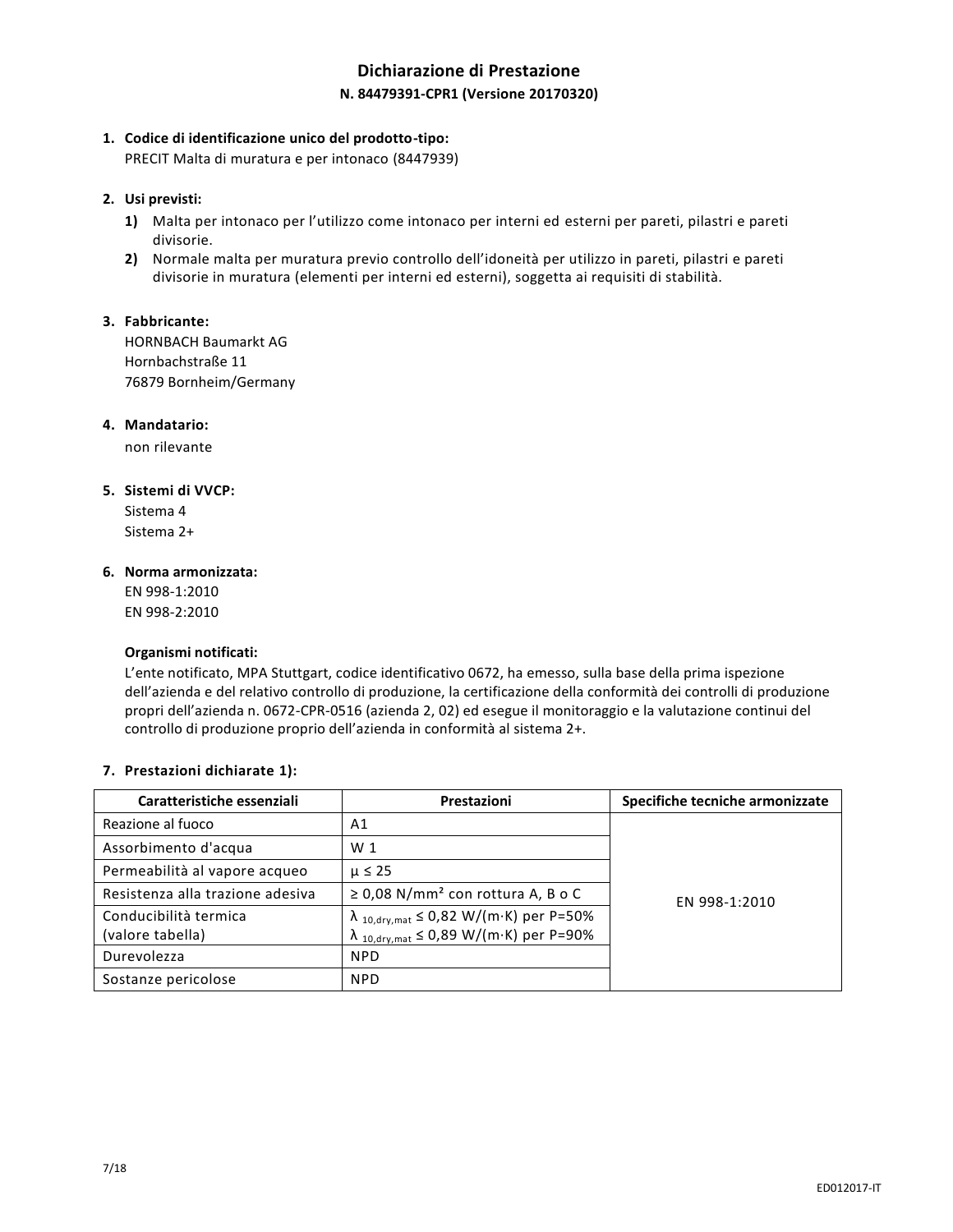# Dichiarazione di Prestazione

## N. 84479391-CPR1 (Versione 20170320)

1. **Codice di identificazione unico del prodotto-tipo:**
   PRECIT Malta di muratura e per intonaco (8447939)

2. **Usi previsti:**
   1) Malta per intonaco per l'utilizzo come intonaco per interni ed esterni per pareti, pilastri e pareti divisorie.
   2) Normale malta per muratura previo controllo dell'idoneità per utilizzo in pareti, pilastri e pareti divisorie in muratura (elementi per interni ed esterni), soggetta ai requisiti di stabilità.

3. **Fabbricante:**
   HORNBACH Baumarkt AG
   Hornbachstraße 11
   76879 Bornheim/Germany

4. **Mandatario:**
   non rilevante

5. **Sistemi di VVCP:**
   Sistema 4
   Sistema 2+

6. **Norma armonizzata:**
   EN 998-1:2010
   EN 998-2:2010

   **Organismi notificati:**
   L'ente notificato, MPA Stuttgart, codice identificativo 0672, ha emesso, sulla base della prima ispezione dell'azienda e del relativo controllo di produzione, la certificazione della conformità dei controlli di produzione propri dell'azienda n. 0672-CPR-0516 (azienda 2, 02) ed esegue il monitoraggio e la valutazione continui del controllo di produzione proprio dell'azienda in conformità al sistema 2+.

7. **Prestazioni dichiarate 1):**

| Caratteristiche essenziali | Prestazioni | Specifiche tecniche armonizzate |
|---|---|---|
| Reazione al fuoco | A1 | EN 998-1:2010 |
| Assorbimento d'acqua | W 1 | |
| Permeabilità al vapore acqueo | $\mu \leq 25$ | |
| Resistenza alla trazione adesiva | ≥ 0,08 N/mm² con rottura A, B o C | |
| Conducibilità termica (valore tabella) | $\lambda_{10,dry,mat} \leq 0{,}82$ W/(m·K) per P=50%<br>$\lambda_{10,dry,mat} \leq 0{,}89$ W/(m·K) per P=90% | |
| Durevolezza | NPD | |
| Sostanze pericolose | NPD | |

ED012017-IT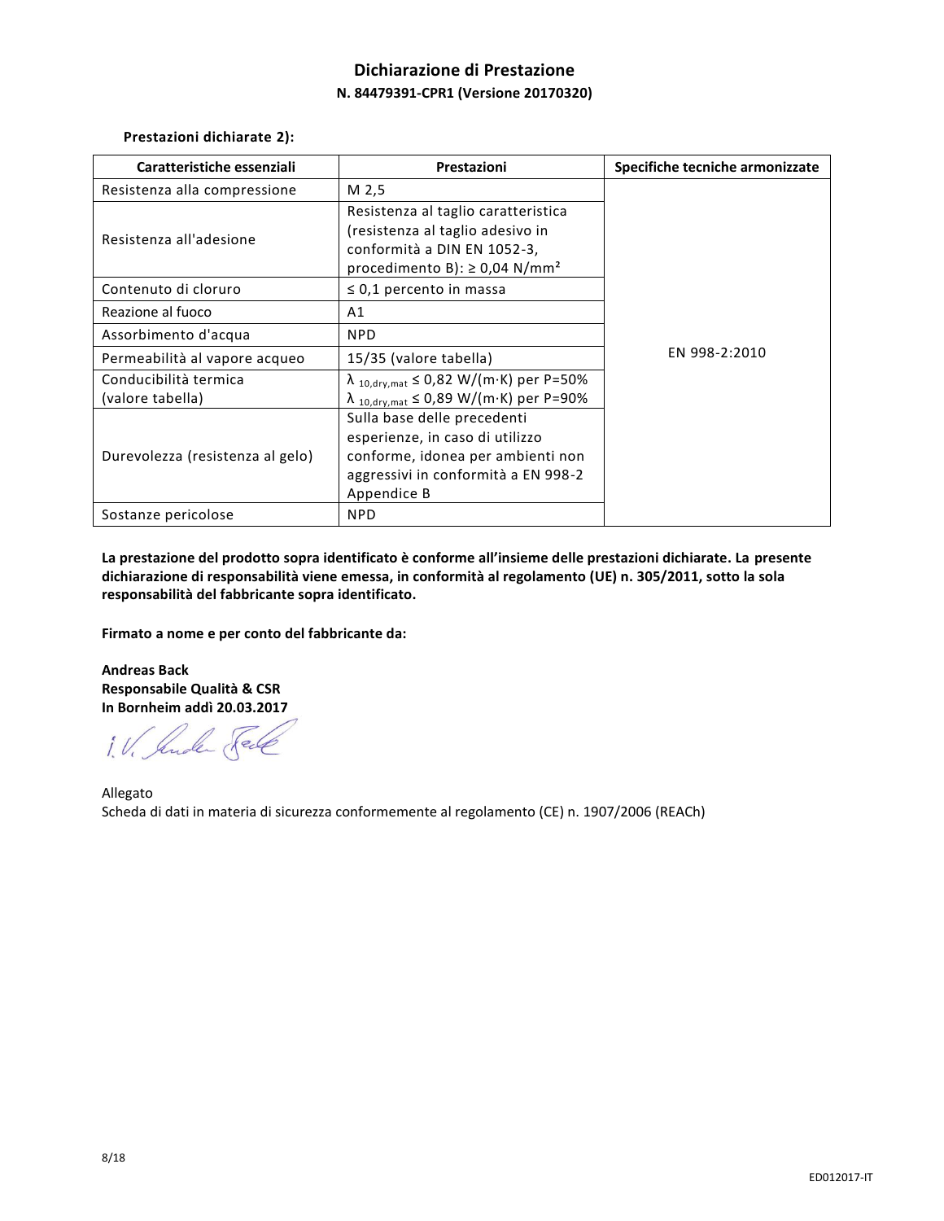## Dichiarazione di Prestazione

**N. 84479391-CPR1 (Versione 20170320)**

**Prestazioni dichiarate 2):**

| Caratteristiche essenziali | Prestazioni | Specifiche tecniche armonizzate |
|---|---|---|
| Resistenza alla compressione | M 2,5 | EN 998-2:2010 |
| Resistenza all'adesione | Resistenza al taglio caratteristica (resistenza al taglio adesivo in conformità a DIN EN 1052-3, procedimento B): ≥ 0,04 N/mm² | |
| Contenuto di cloruro | ≤ 0,1 percento in massa | |
| Reazione al fuoco | A1 | |
| Assorbimento d'acqua | NPD | |
| Permeabilità al vapore acqueo | 15/35 (valore tabella) | |
| Conducibilità termica (valore tabella) | $\lambda_{10,dry,mat} \leq 0{,}82$ W/(m·K) per P=50%<br>$\lambda_{10,dry,mat} \leq 0{,}89$ W/(m·K) per P=90% | |
| Durevolezza (resistenza al gelo) | Sulla base delle precedenti esperienze, in caso di utilizzo conforme, idonea per ambienti non aggressivi in conformità a EN 998-2 Appendice B | |
| Sostanze pericolose | NPD | |

**La prestazione del prodotto sopra identificato è conforme all'insieme delle prestazioni dichiarate. La presente dichiarazione di responsabilità viene emessa, in conformità al regolamento (UE) n. 305/2011, sotto la sola responsabilità del fabbricante sopra identificato.**

**Firmato a nome e per conto del fabbricante da:**

**Andreas Back**
**Responsabile Qualità & CSR**
**In Bornheim addì 20.03.2017**

i.V. Andreas Back

Allegato
Scheda di dati in materia di sicurezza conformemente al regolamento (CE) n. 1907/2006 (REACh)

ED012017-IT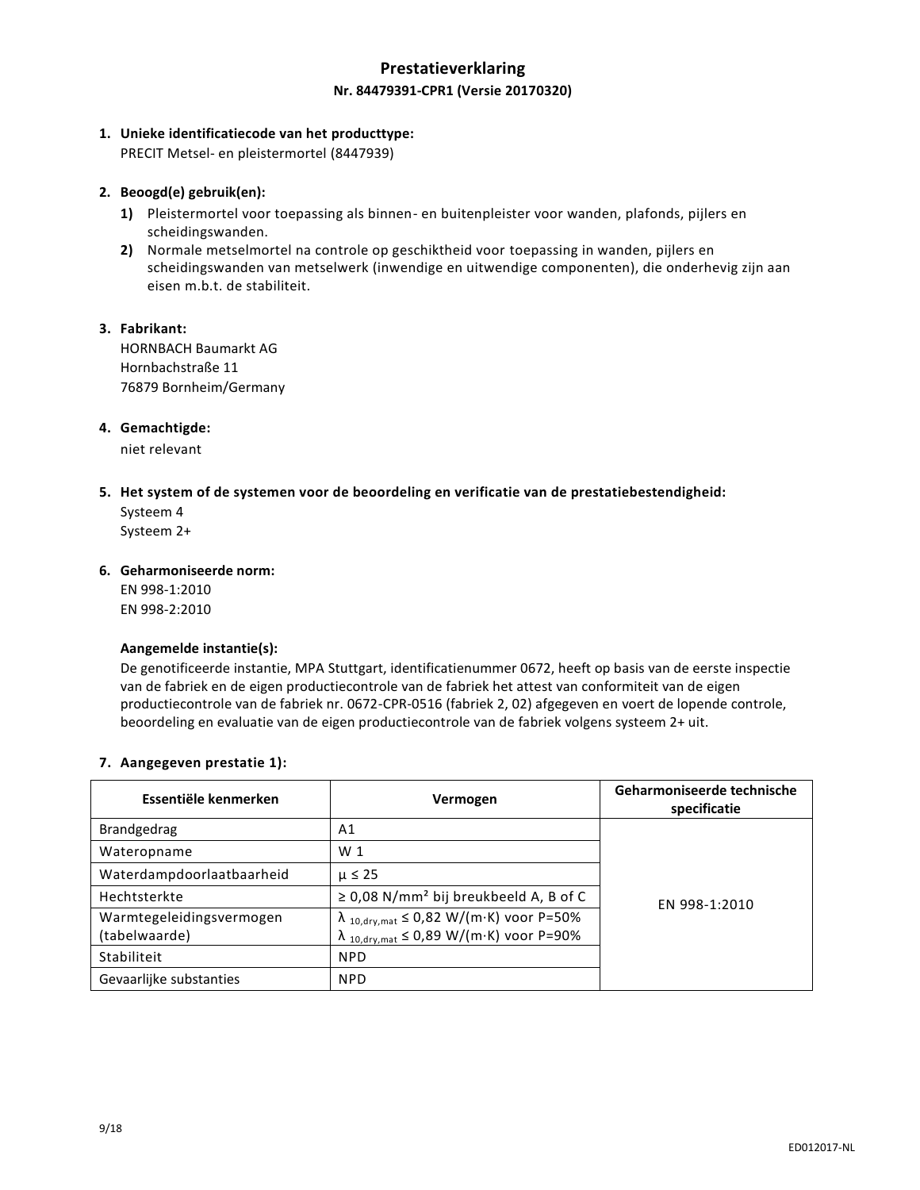# Prestatieverklaring

## Nr. 84479391-CPR1 (Versie 20170320)

**1. Unieke identificatiecode van het producttype:**

PRECIT Metsel- en pleistermortel (8447939)

**2. Beoogd(e) gebruik(en):**

**1)** Pleistermortel voor toepassing als binnen- en buitenpleister voor wanden, plafonds, pijlers en scheidingswanden.

**2)** Normale metselmortel na controle op geschiktheid voor toepassing in wanden, pijlers en scheidingswanden van metselwerk (inwendige en uitwendige componenten), die onderhevig zijn aan eisen m.b.t. de stabiliteit.

**3. Fabrikant:**

HORNBACH Baumarkt AG
Hornbachstraße 11
76879 Bornheim/Germany

**4. Gemachtigde:**

niet relevant

**5. Het system of de systemen voor de beoordeling en verificatie van de prestatiebestendigheid:**

Systeem 4
Systeem 2+

**6. Geharmoniseerde norm:**

EN 998-1:2010
EN 998-2:2010

**Aangemelde instantie(s):**

De genotificeerde instantie, MPA Stuttgart, identificatienummer 0672, heeft op basis van de eerste inspectie van de fabriek en de eigen productiecontrole van de fabriek het attest van conformiteit van de eigen productiecontrole van de fabriek nr. 0672-CPR-0516 (fabriek 2, 02) afgegeven en voert de lopende controle, beoordeling en evaluatie van de eigen productiecontrole van de fabriek volgens systeem 2+ uit.

**7. Aangegeven prestatie 1):**

| Essentiële kenmerken | Vermogen | Geharmoniseerde technische specificatie |
|---|---|---|
| Brandgedrag | A1 | EN 998-1:2010 |
| Wateropname | W 1 | |
| Waterdampdoorlaatbaarheid | $\mu \leq 25$ | |
| Hechtsterkte | $\geq 0{,}08$ N/mm² bij breukbeeld A, B of C | |
| Warmtegeleidingsvermogen (tabelwaarde) | $\lambda_{10,dry,mat} \leq 0{,}82$ W/(m·K) voor P=50%<br>$\lambda_{10,dry,mat} \leq 0{,}89$ W/(m·K) voor P=90% | |
| Stabiliteit | NPD | |
| Gevaarlijke substanties | NPD | |

ED012017-NL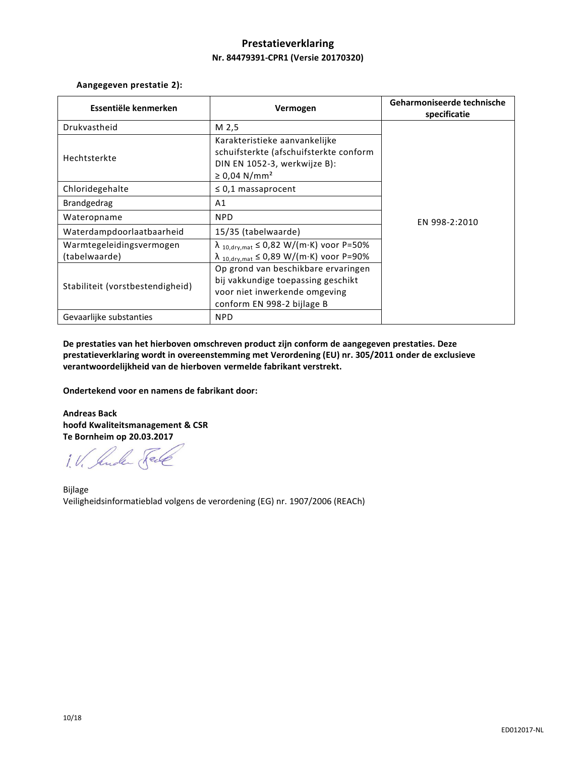# Prestatieverklaring

**Nr. 84479391-CPR1 (Versie 20170320)**

**Aangegeven prestatie 2):**

| Essentiële kenmerken | Vermogen | Geharmoniseerde technische specificatie |
|---|---|---|
| Drukvastheid | M 2,5 | EN 998-2:2010 |
| Hechtsterkte | Karakteristieke aanvankelijke schuifsterkte (afschuifsterkte conform DIN EN 1052-3, werkwijze B): ≥ 0,04 N/mm² | |
| Chloridegehalte | ≤ 0,1 massaprocent | |
| Brandgedrag | A1 | |
| Wateropname | NPD | |
| Waterdampdoorlaatbaarheid | 15/35 (tabelwaarde) | |
| Warmtegeleidingsvermogen (tabelwaarde) | $\lambda_{10,dry,mat}$ ≤ 0,82 W/(m·K) voor P=50%<br>$\lambda_{10,dry,mat}$ ≤ 0,89 W/(m·K) voor P=90% | |
| Stabiliteit (vorstbestendigheid) | Op grond van beschikbare ervaringen bij vakkundige toepassing geschikt voor niet inwerkende omgeving conform EN 998-2 bijlage B | |
| Gevaarlijke substanties | NPD | |

**De prestaties van het hierboven omschreven product zijn conform de aangegeven prestaties. Deze prestatieverklaring wordt in overeenstemming met Verordening (EU) nr. 305/2011 onder de exclusieve verantwoordelijkheid van de hierboven vermelde fabrikant verstrekt.**

**Ondertekend voor en namens de fabrikant door:**

**Andreas Back**
**hoofd Kwaliteitsmanagement & CSR**
**Te Bornheim op 20.03.2017**

i.V. Andreas Back

Bijlage
Veiligheidsinformatieblad volgens de verordening (EG) nr. 1907/2006 (REACh)

ED012017-NL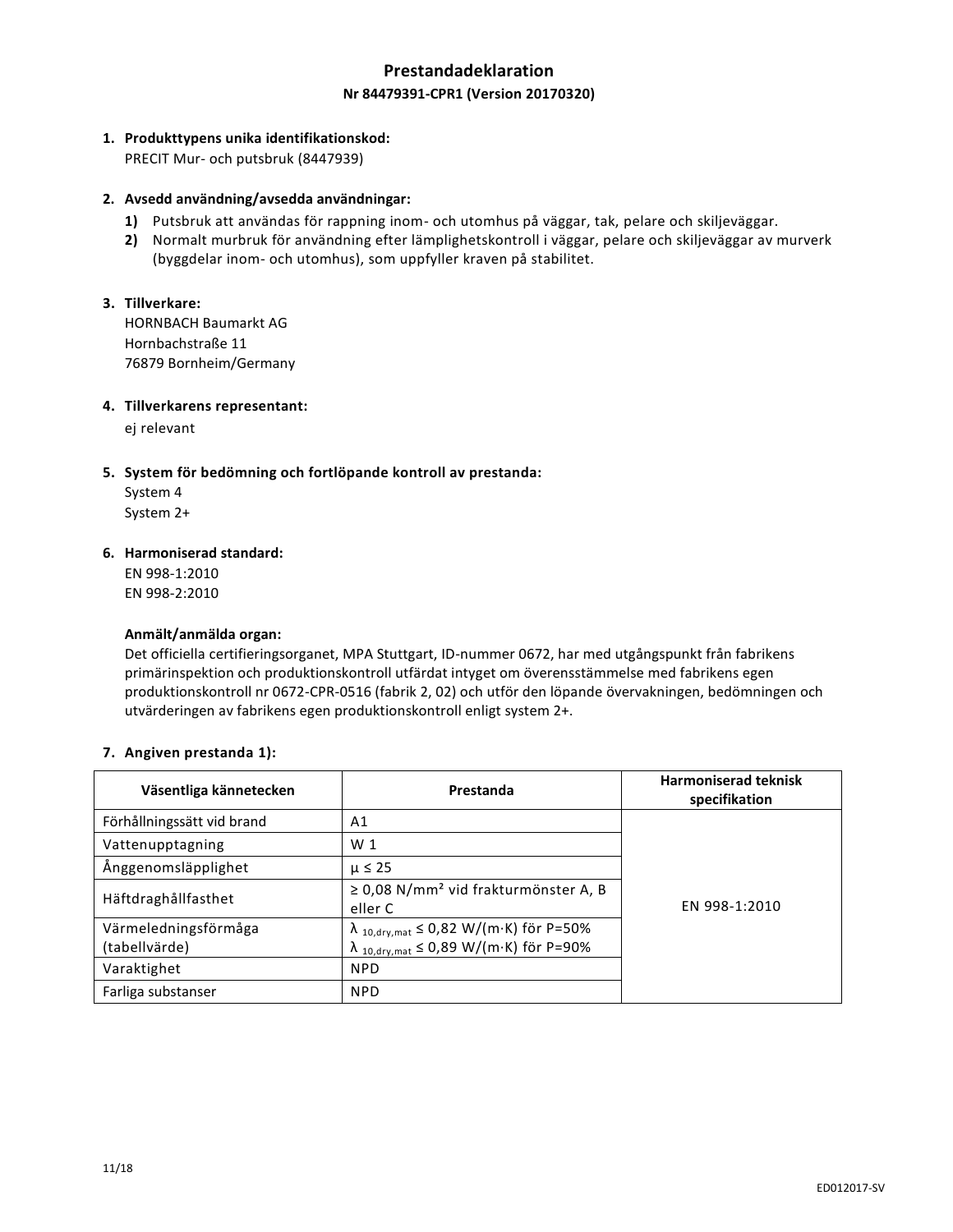# Prestandadeklaration

**Nr 84479391-CPR1 (Version 20170320)**

1. **Produkttypens unika identifikationskod:**
   PRECIT Mur- och putsbruk (8447939)

2. **Avsedd användning/avsedda användningar:**
   **1)** Putsbruk att användas för rappning inom- och utomhus på väggar, tak, pelare och skiljeväggar.
   **2)** Normalt murbruk för användning efter lämplighetskontroll i väggar, pelare och skiljeväggar av murverk (byggdelar inom- och utomhus), som uppfyller kraven på stabilitet.

3. **Tillverkare:**
   HORNBACH Baumarkt AG
   Hornbachstraße 11
   76879 Bornheim/Germany

4. **Tillverkarens representant:**
   ej relevant

5. **System för bedömning och fortlöpande kontroll av prestanda:**
   System 4
   System 2+

6. **Harmoniserad standard:**
   EN 998-1:2010
   EN 998-2:2010

   **Anmält/anmälda organ:**
   Det officiella certifieringsorganet, MPA Stuttgart, ID-nummer 0672, har med utgångspunkt från fabrikens primärinspektion och produktionskontroll utfärdat intyget om överensstämmelse med fabrikens egen produktionskontroll nr 0672-CPR-0516 (fabrik 2, 02) och utför den löpande övervakningen, bedömningen och utvärderingen av fabrikens egen produktionskontroll enligt system 2+.

7. **Angiven prestanda 1):**

| Väsentliga kännetecken | Prestanda | Harmoniserad teknisk specifikation |
|---|---|---|
| Förhållningssätt vid brand | A1 | EN 998-1:2010 |
| Vattenupptagning | W 1 | |
| Ånggenomsläpplighet | $\mu \leq 25$ | |
| Häftdraghållfasthet | ≥ 0,08 N/mm² vid frakturmönster A, B eller C | |
| Värmeledningsförmåga (tabellvärde) | $\lambda_{10,dry,mat} \leq 0{,}82$ W/(m·K) för P=50%<br>$\lambda_{10,dry,mat} \leq 0{,}89$ W/(m·K) för P=90% | |
| Varaktighet | NPD | |
| Farliga substanser | NPD | |

ED012017-SV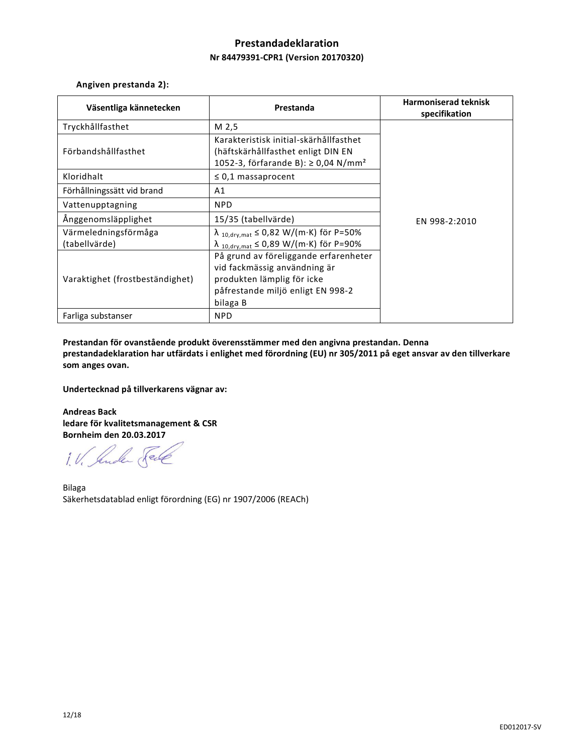# Prestandadeklaration

## Nr 84479391-CPR1 (Version 20170320)

**Angiven prestanda 2):**

| Väsentliga kännetecken | Prestanda | Harmoniserad teknisk specifikation |
|---|---|---|
| Tryckhållfasthet | M 2,5 | EN 998-2:2010 |
| Förbandshållfasthet | Karakteristisk initial-skärhållfasthet (häftskärhållfasthet enligt DIN EN 1052-3, förfarande B): ≥ 0,04 N/mm² | |
| Kloridhalt | ≤ 0,1 massaprocent | |
| Förhållningssätt vid brand | A1 | |
| Vattenupptagning | NPD | |
| Ånggenomsläpplighet | 15/35 (tabellvärde) | |
| Värmeledningsförmåga (tabellvärde) | $\lambda_{10,dry,mat} \leq 0{,}82$ W/(m·K) för P=50%<br>$\lambda_{10,dry,mat} \leq 0{,}89$ W/(m·K) för P=90% | |
| Varaktighet (frostbeständighet) | På grund av föreliggande erfarenheter vid fackmässig användning är produkten lämplig för icke påfrestande miljö enligt EN 998-2 bilaga B | |
| Farliga substanser | NPD | |

**Prestandan för ovanstående produkt överensstämmer med den angivna prestandan. Denna prestandadeklaration har utfärdats i enlighet med förordning (EU) nr 305/2011 på eget ansvar av den tillverkare som anges ovan.**

**Undertecknad på tillverkarens vägnar av:**

**Andreas Back**
**ledare för kvalitetsmanagement & CSR**
**Bornheim den 20.03.2017**

i.V. Andreas Back

Bilaga
Säkerhetsdatablad enligt förordning (EG) nr 1907/2006 (REACh)

ED012017-SV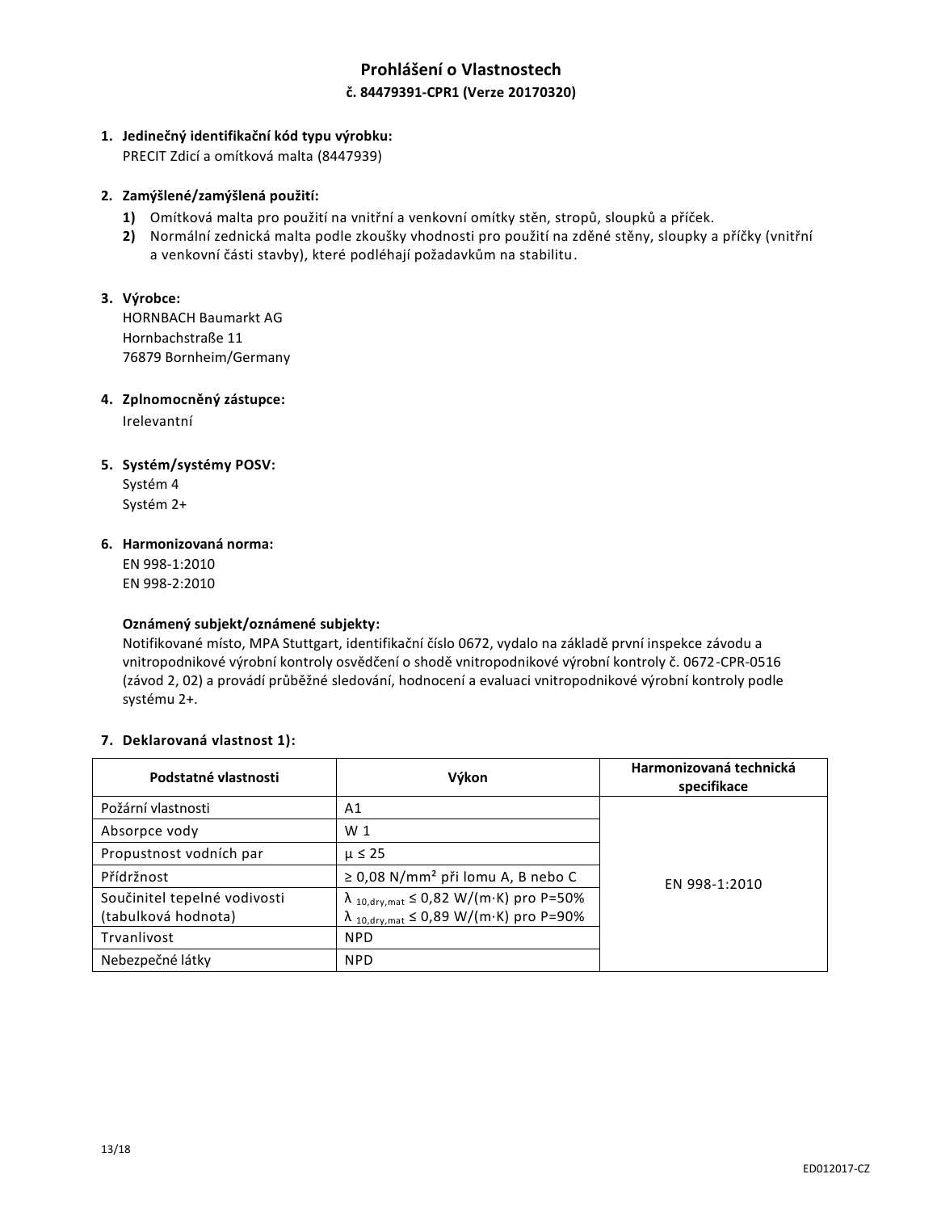# Prohlášení o Vlastnostech

## č. 84479391-CPR1 (Verze 20170320)

1. **Jedinečný identifikační kód typu výrobku:**
   PRECIT Zdicí a omítková malta (8447939)

2. **Zamýšlené/zamýšlená použití:**
   1) Omítková malta pro použití na vnitřní a venkovní omítky stěn, stropů, sloupků a příček.
   2) Normální zednická malta podle zkoušky vhodnosti pro použití na zděné stěny, sloupky a příčky (vnitřní a venkovní části stavby), které podléhají požadavkům na stabilitu.

3. **Výrobce:**
   HORNBACH Baumarkt AG
   Hornbachstraße 11
   76879 Bornheim/Germany

4. **Zplnomocněný zástupce:**
   Irelevantní

5. **Systém/systémy POSV:**
   Systém 4
   Systém 2+

6. **Harmonizovaná norma:**
   EN 998-1:2010
   EN 998-2:2010

   **Oznámený subjekt/oznámené subjekty:**
   Notifikované místo, MPA Stuttgart, identifikační číslo 0672, vydalo na základě první inspekce závodu a vnitropodnikové výrobní kontroly osvědčení o shodě vnitropodnikové výrobní kontroly č. 0672-CPR-0516 (závod 2, 02) a provádí průběžné sledování, hodnocení a evaluaci vnitropodnikové výrobní kontroly podle systému 2+.

7. **Deklarovaná vlastnost 1):**

| Podstatné vlastnosti | Výkon | Harmonizovaná technická specifikace |
|---|---|---|
| Požární vlastnosti | A1 | EN 998-1:2010 |
| Absorpce vody | W 1 | |
| Propustnost vodních par | $\mu \leq 25$ | |
| Přídržnost | ≥ 0,08 N/mm² při lomu A, B nebo C | |
| Součinitel tepelné vodivosti (tabulková hodnota) | $\lambda_{10,dry,mat} \leq 0{,}82$ W/(m·K) pro P=50% <br> $\lambda_{10,dry,mat} \leq 0{,}89$ W/(m·K) pro P=90% | |
| Trvanlivost | NPD | |
| Nebezpečné látky | NPD | |

ED012017-CZ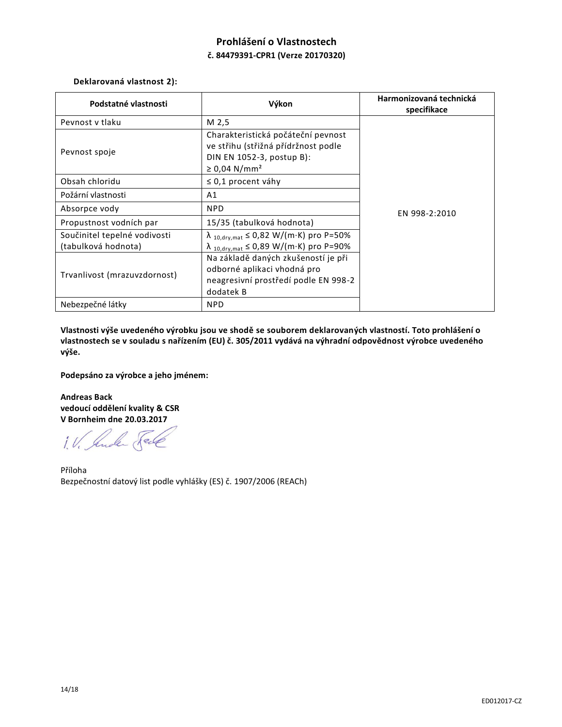## Prohlášení o Vlastnostech

### č. 84479391-CPR1 (Verze 20170320)

**Deklarovaná vlastnost 2):**

| Podstatné vlastnosti | Výkon | Harmonizovaná technická specifikace |
|---|---|---|
| Pevnost v tlaku | M 2,5 | EN 998-2:2010 |
| Pevnost spoje | Charakteristická počáteční pevnost ve střihu (střižná přídržnost podle DIN EN 1052-3, postup B): ≥ 0,04 N/mm² | |
| Obsah chloridu | ≤ 0,1 procent váhy | |
| Požární vlastnosti | A1 | |
| Absorpce vody | NPD | |
| Propustnost vodních par | 15/35 (tabulková hodnota) | |
| Součinitel tepelné vodivosti (tabulková hodnota) | $\lambda_{10,dry,mat} \leq 0{,}82$ W/(m·K) pro P=50% <br> $\lambda_{10,dry,mat} \leq 0{,}89$ W/(m·K) pro P=90% | |
| Trvanlivost (mrazuvzdornost) | Na základě daných zkušeností je při odborné aplikaci vhodná pro neagresivní prostředí podle EN 998-2 dodatek B | |
| Nebezpečné látky | NPD | |

**Vlastnosti výše uvedeného výrobku jsou ve shodě se souborem deklarovaných vlastností. Toto prohlášení o vlastnostech se v souladu s nařízením (EU) č. 305/2011 vydává na výhradní odpovědnost výrobce uvedeného výše.**

**Podepsáno za výrobce a jeho jménem:**

**Andreas Back**
**vedoucí oddělení kvality & CSR**
**V Bornheim dne 20.03.2017**

i. V. Andr. Back

Příloha
Bezpečnostní datový list podle vyhlášky (ES) č. 1907/2006 (REACh)

ED012017-CZ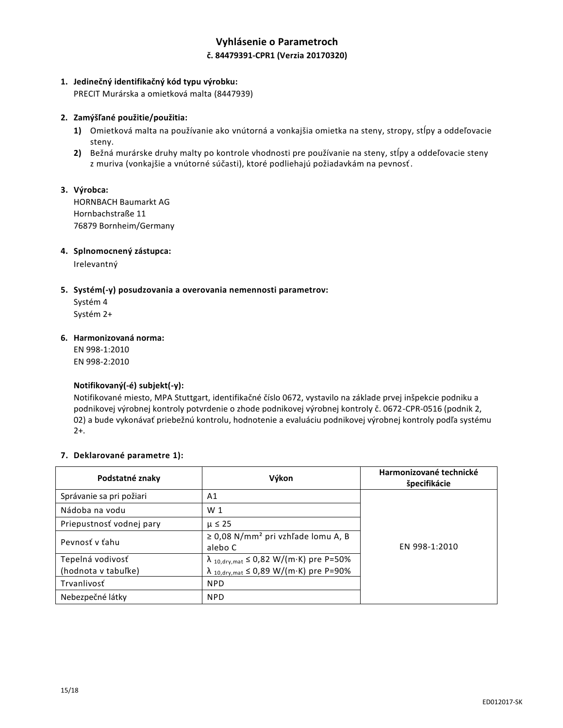# Vyhlásenie o Parametroch

## č. 84479391-CPR1 (Verzia 20170320)

1. **Jedinečný identifikačný kód typu výrobku:**
   PRECIT Murárska a omietková malta (8447939)

2. **Zamýšľané použitie/použitia:**
   1) Omietková malta na používanie ako vnútorná a vonkajšia omietka na steny, stropy, stĺpy a oddeľovacie steny.
   2) Bežná murárske druhy malty po kontrole vhodnosti pre používanie na steny, stĺpy a oddeľovacie steny z muriva (vonkajšie a vnútorné súčasti), ktoré podliehajú požiadavkám na pevnosť.

3. **Výrobca:**
   HORNBACH Baumarkt AG
   Hornbachstraße 11
   76879 Bornheim/Germany

4. **Splnomocnený zástupca:**
   Irelevantný

5. **Systém(-y) posudzovania a overovania nemennosti parametrov:**
   Systém 4
   Systém 2+

6. **Harmonizovaná norma:**
   EN 998-1:2010
   EN 998-2:2010

   **Notifikovaný(-é) subjekt(-y):**
   Notifikované miesto, MPA Stuttgart, identifikačné číslo 0672, vystavilo na základe prvej inšpekcie podniku a podnikovej výrobnej kontroly potvrdenie o zhode podnikovej výrobnej kontroly č. 0672-CPR-0516 (podnik 2, 02) a bude vykonávať priebežnú kontrolu, hodnotenie a evaluáciu podnikovej výrobnej kontroly podľa systému 2+.

7. **Deklarované parametre 1):**

| Podstatné znaky | Výkon | Harmonizované technické špecifikácie |
|---|---|---|
| Správanie sa pri požiari | A1 | EN 998-1:2010 |
| Nádoba na vodu | W 1 | |
| Priepustnosť vodnej pary | μ ≤ 25 | |
| Pevnosť v ťahu | ≥ 0,08 N/mm² pri vzhľade lomu A, B alebo C | |
| Tepelná vodivosť (hodnota v tabuľke) | $\lambda_{10,dry,mat}$ ≤ 0,82 W/(m·K) pre P=50%<br>$\lambda_{10,dry,mat}$ ≤ 0,89 W/(m·K) pre P=90% | |
| Trvanlivosť | NPD | |
| Nebezpečné látky | NPD | |

ED012017-SK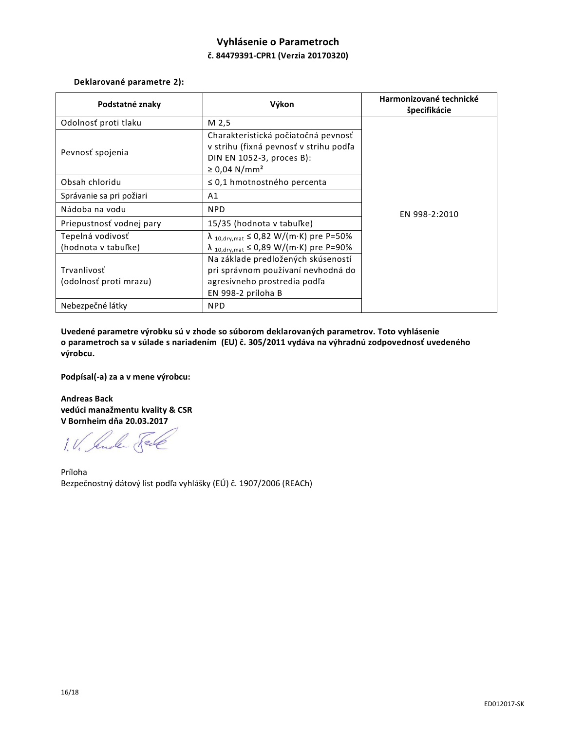# Vyhlásenie o Parametroch

**č. 84479391-CPR1 (Verzia 20170320)**

**Deklarované parametre 2):**

| Podstatné znaky | Výkon | Harmonizované technické špecifikácie |
|---|---|---|
| Odolnosť proti tlaku | M 2,5 | EN 998-2:2010 |
| Pevnosť spojenia | Charakteristická počiatočná pevnosť v strihu (fixná pevnosť v strihu podľa DIN EN 1052-3, proces B): ≥ 0,04 N/mm² | |
| Obsah chloridu | ≤ 0,1 hmotnostného percenta | |
| Správanie sa pri požiari | A1 | |
| Nádoba na vodu | NPD | |
| Priepustnosť vodnej pary | 15/35 (hodnota v tabuľke) | |
| Tepelná vodivosť (hodnota v tabuľke) | $\lambda_{10,dry,mat} \leq 0{,}82$ W/(m·K) pre P=50%<br>$\lambda_{10,dry,mat} \leq 0{,}89$ W/(m·K) pre P=90% | |
| Trvanlivosť (odolnosť proti mrazu) | Na základe predložených skúseností pri správnom používaní nevhodná do agresívneho prostredia podľa EN 998-2 príloha B | |
| Nebezpečné látky | NPD | |

**Uvedené parametre výrobku sú v zhode so súborom deklarovaných parametrov. Toto vyhlásenie o parametroch sa v súlade s nariadením (EU) č. 305/2011 vydáva na výhradnú zodpovednosť uvedeného výrobcu.**

**Podpísal(-a) za a v mene výrobcu:**

**Andreas Back**
**vedúci manažmentu kvality & CSR**
**V Bornheim dňa 20.03.2017**

i. V. Andreas Back

Príloha
Bezpečnostný dátový list podľa vyhlášky (EÚ) č. 1907/2006 (REACh)

ED012017-SK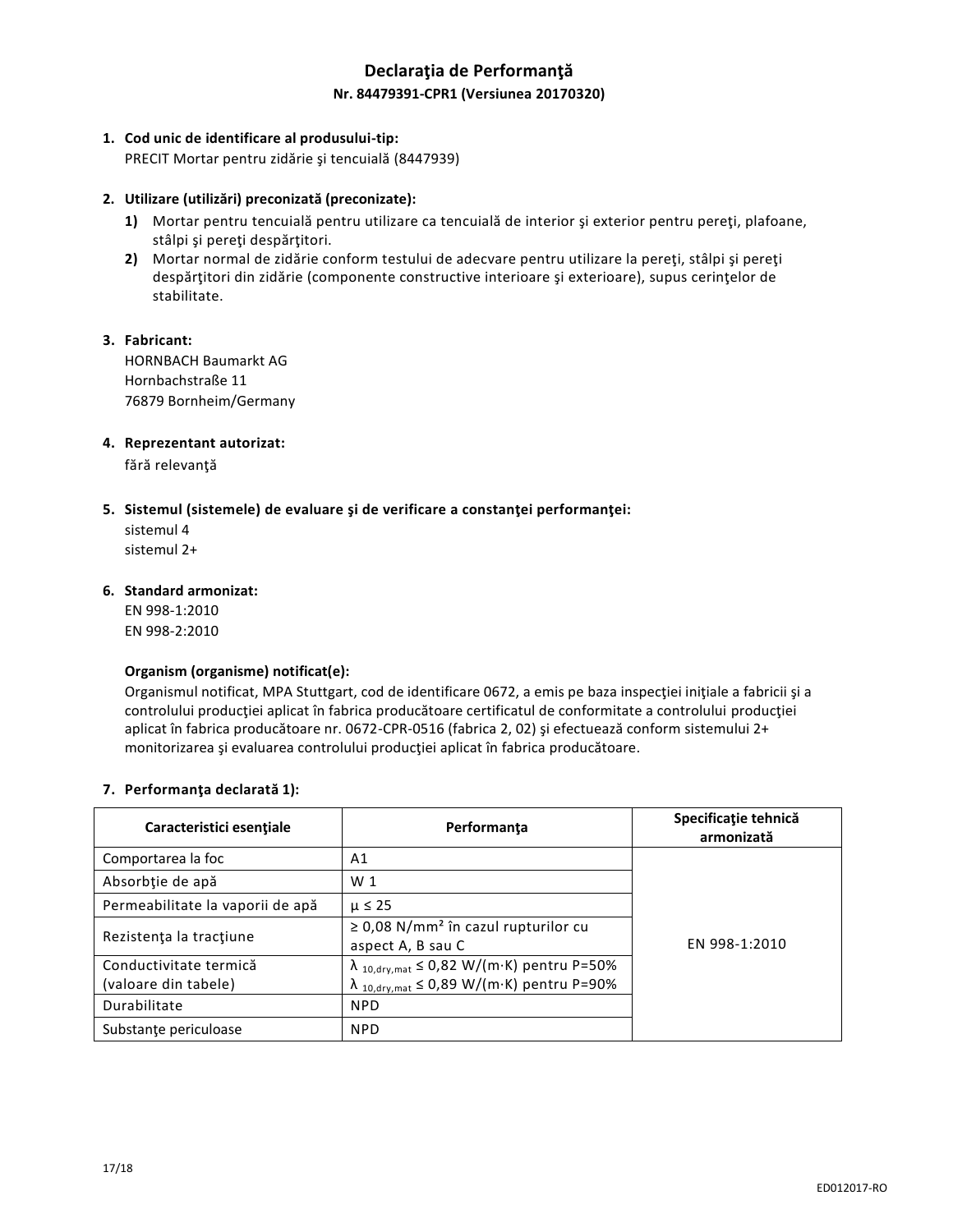# Declaraţia de Performanţă

**Nr. 84479391-CPR1 (Versiunea 20170320)**

1. **Cod unic de identificare al produsului-tip:**
   PRECIT Mortar pentru zidărie şi tencuială (8447939)

2. **Utilizare (utilizări) preconizată (preconizate):**
   1) Mortar pentru tencuială pentru utilizare ca tencuială de interior şi exterior pentru pereţi, plafoane, stâlpi şi pereţi despărţitori.
   2) Mortar normal de zidărie conform testului de adecvare pentru utilizare la pereţi, stâlpi şi pereţi despărţitori din zidărie (componente constructive interioare şi exterioare), supus cerinţelor de stabilitate.

3. **Fabricant:**
   HORNBACH Baumarkt AG
   Hornbachstraße 11
   76879 Bornheim/Germany

4. **Reprezentant autorizat:**
   fără relevanţă

5. **Sistemul (sistemele) de evaluare şi de verificare a constanţei performanţei:**
   sistemul 4
   sistemul 2+

6. **Standard armonizat:**
   EN 998-1:2010
   EN 998-2:2010

   **Organism (organisme) notificat(e):**
   Organismul notificat, MPA Stuttgart, cod de identificare 0672, a emis pe baza inspecţiei iniţiale a fabricii şi a controlului producţiei aplicat în fabrica producătoare certificatul de conformitate a controlului producţiei aplicat în fabrica producătoare nr. 0672-CPR-0516 (fabrica 2, 02) şi efectuează conform sistemului 2+ monitorizarea şi evaluarea controlului producţiei aplicat în fabrica producătoare.

7. **Performanţa declarată 1):**

| Caracteristici esenţiale | Performanţa | Specificaţie tehnică armonizată |
|---|---|---|
| Comportarea la foc | A1 | EN 998-1:2010 |
| Absorbţie de apă | W 1 | |
| Permeabilitate la vaporii de apă | $\mu \leq 25$ | |
| Rezistenţa la tracţiune | ≥ 0,08 N/mm² în cazul rupturilor cu aspect A, B sau C | |
| Conductivitate termică (valoare din tabele) | $\lambda_{10,dry,mat} \leq 0,82$ W/(m·K) pentru P=50%<br>$\lambda_{10,dry,mat} \leq 0,89$ W/(m·K) pentru P=90% | |
| Durabilitate | NPD | |
| Substanţe periculoase | NPD | |

ED012017-RO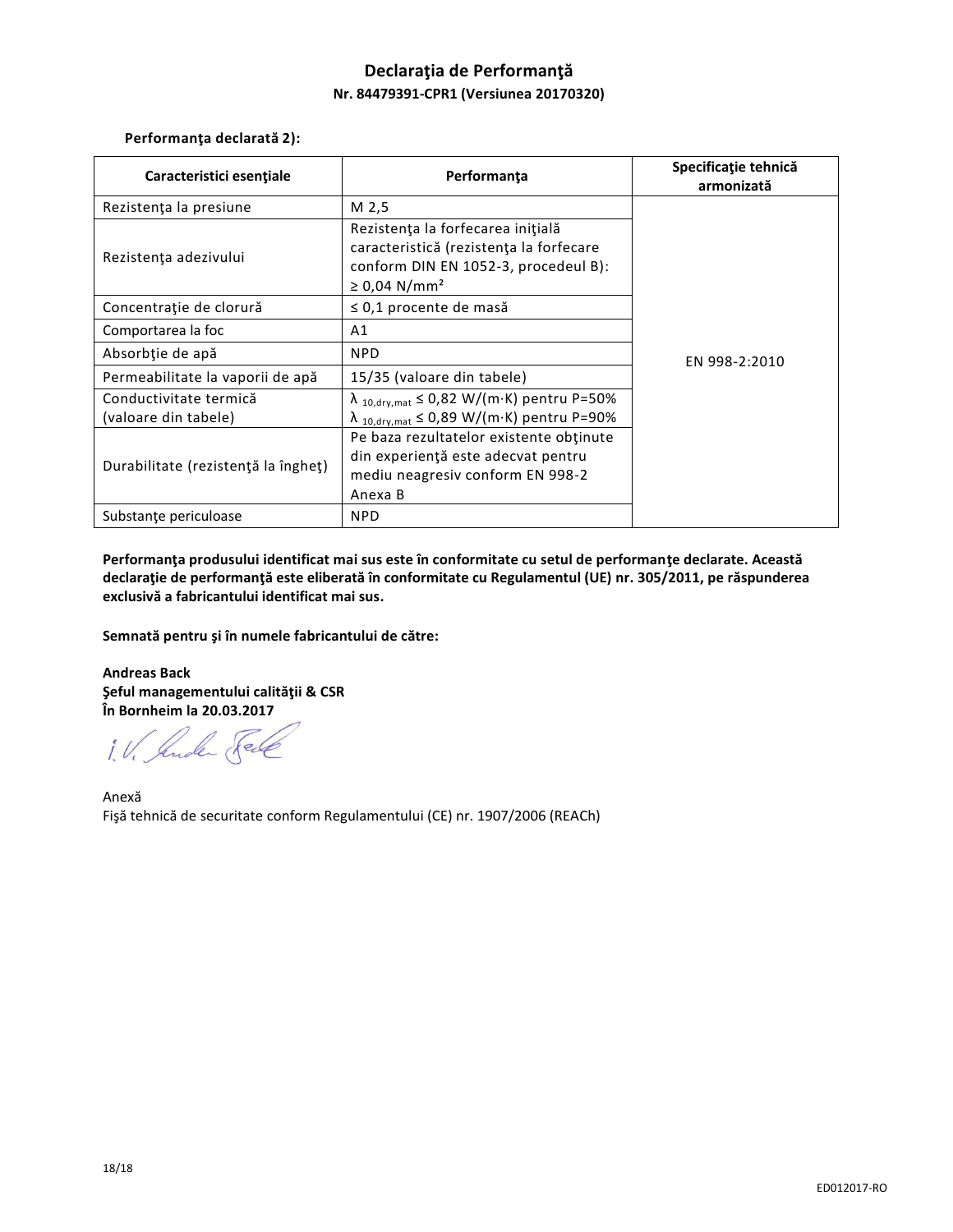## Declaraţia de Performanţă

**Nr. 84479391-CPR1 (Versiunea 20170320)**

**Performanţa declarată 2):**

| Caracteristici esenţiale | Performanţa | Specificaţie tehnică armonizată |
|---|---|---|
| Rezistenţa la presiune | M 2,5 | EN 998-2:2010 |
| Rezistenţa adezivului | Rezistenţa la forfecarea iniţială caracteristică (rezistenţa la forfecare conform DIN EN 1052-3, procedeul B): ≥ 0,04 N/mm² | |
| Concentraţie de clorură | ≤ 0,1 procente de masă | |
| Comportarea la foc | A1 | |
| Absorbţie de apă | NPD | |
| Permeabilitate la vaporii de apă | 15/35 (valoare din tabele) | |
| Conductivitate termică (valoare din tabele) | $\lambda_{10,dry,mat}$ ≤ 0,82 W/(m·K) pentru P=50%<br>$\lambda_{10,dry,mat}$ ≤ 0,89 W/(m·K) pentru P=90% | |
| Durabilitate (rezistenţă la îngheţ) | Pe baza rezultatelor existente obţinute din experienţă este adecvat pentru mediu neagresiv conform EN 998-2 Anexa B | |
| Substanţe periculoase | NPD | |

**Performanţa produsului identificat mai sus este în conformitate cu setul de performanţe declarate. Această declaraţie de performanţă este eliberată în conformitate cu Regulamentul (UE) nr. 305/2011, pe răspunderea exclusivă a fabricantului identificat mai sus.**

**Semnată pentru şi în numele fabricantului de către:**

**Andreas Back**
**Şeful managementului calităţii & CSR**
**În Bornheim la 20.03.2017**

i.V. Andreas Back

Anexă
Fişă tehnică de securitate conform Regulamentului (CE) nr. 1907/2006 (REACh)

ED012017-RO